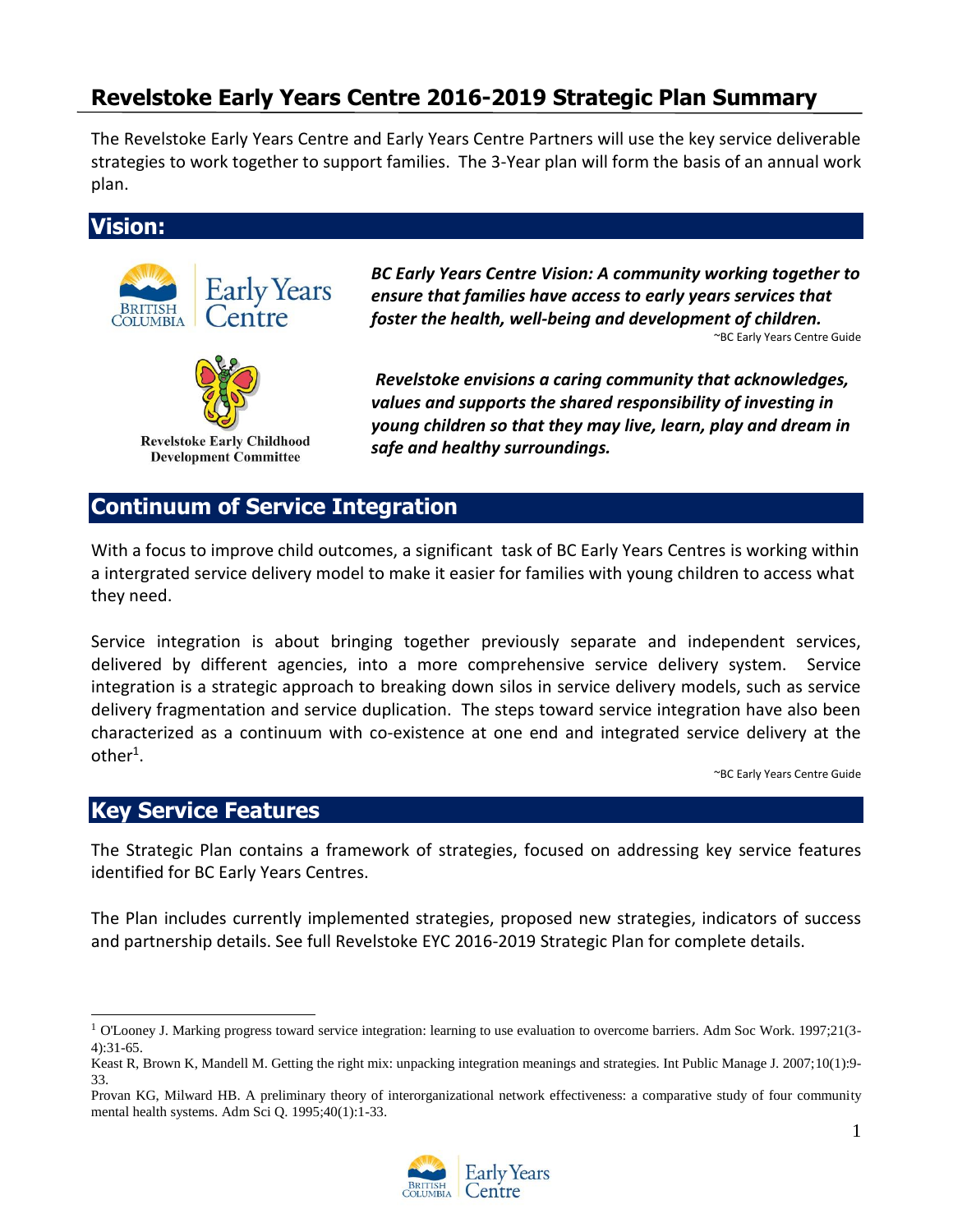# Revelstoke Early Years Centre 2016-2019 Strategic Plan Summary

The Revelstoke Early Years Centre and Early Years Centre Partners will use the key service deliverable strategies to work together to support families. The 3-Year plan will form the basis of an annual work plan.

## Vision:

British Columbia Early Years Centre

***BC Early Years Centre Vision: A community working together to ensure that families have access to early years services that foster the health, well-being and development of children.***

~BC Early Years Centre Guide

Revelstoke Early Childhood Development Committee

***Revelstoke envisions a caring community that acknowledges, values and supports the shared responsibility of investing in young children so that they may live, learn, play and dream in safe and healthy surroundings.***

## Continuum of Service Integration

With a focus to improve child outcomes, a significant task of BC Early Years Centres is working within a intergrated service delivery model to make it easier for families with young children to access what they need.

Service integration is about bringing together previously separate and independent services, delivered by different agencies, into a more comprehensive service delivery system. Service integration is a strategic approach to breaking down silos in service delivery models, such as service delivery fragmentation and service duplication. The steps toward service integration have also been characterized as a continuum with co-existence at one end and integrated service delivery at the other[1].

~BC Early Years Centre Guide

## Key Service Features

The Strategic Plan contains a framework of strategies, focused on addressing key service features identified for BC Early Years Centres.

The Plan includes currently implemented strategies, proposed new strategies, indicators of success and partnership details. See full Revelstoke EYC 2016-2019 Strategic Plan for complete details.

---

[1] O'Looney J. Marking progress toward service integration: learning to use evaluation to overcome barriers. Adm Soc Work. 1997;21(3-4):31-65.

Keast R, Brown K, Mandell M. Getting the right mix: unpacking integration meanings and strategies. Int Public Manage J. 2007;10(1):9-33.

Provan KG, Milward HB. A preliminary theory of interorganizational network effectiveness: a comparative study of four community mental health systems. Adm Sci Q. 1995;40(1):1-33.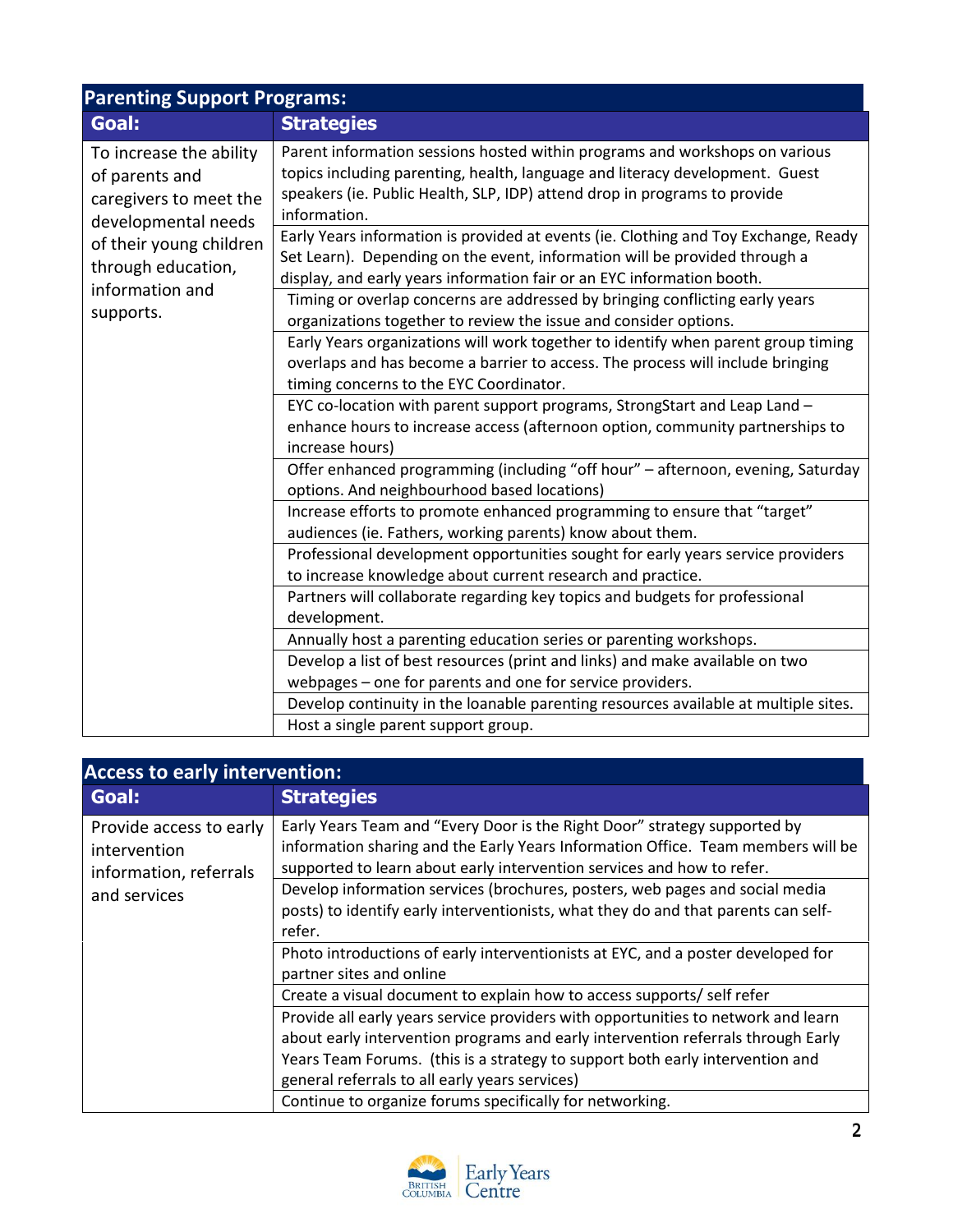| Parenting Support Programs: | |
|---|---|
| **Goal:** | **Strategies** |
| To increase the ability of parents and caregivers to meet the developmental needs of their young children through education, information and supports. | Parent information sessions hosted within programs and workshops on various topics including parenting, health, language and literacy development. Guest speakers (ie. Public Health, SLP, IDP) attend drop in programs to provide information. |
| | Early Years information is provided at events (ie. Clothing and Toy Exchange, Ready Set Learn). Depending on the event, information will be provided through a display, and early years information fair or an EYC information booth. |
| | Timing or overlap concerns are addressed by bringing conflicting early years organizations together to review the issue and consider options. |
| | Early Years organizations will work together to identify when parent group timing overlaps and has become a barrier to access. The process will include bringing timing concerns to the EYC Coordinator. |
| | EYC co-location with parent support programs, StrongStart and Leap Land – enhance hours to increase access (afternoon option, community partnerships to increase hours) |
| | Offer enhanced programming (including "off hour" – afternoon, evening, Saturday options. And neighbourhood based locations) |
| | Increase efforts to promote enhanced programming to ensure that "target" audiences (ie. Fathers, working parents) know about them. |
| | Professional development opportunities sought for early years service providers to increase knowledge about current research and practice. |
| | Partners will collaborate regarding key topics and budgets for professional development. |
| | Annually host a parenting education series or parenting workshops. |
| | Develop a list of best resources (print and links) and make available on two webpages – one for parents and one for service providers. |
| | Develop continuity in the loanable parenting resources available at multiple sites. |
| | Host a single parent support group. |

| Access to early intervention: | |
|---|---|
| **Goal:** | **Strategies** |
| Provide access to early intervention information, referrals and services | Early Years Team and "Every Door is the Right Door" strategy supported by information sharing and the Early Years Information Office. Team members will be supported to learn about early intervention services and how to refer. |
| | Develop information services (brochures, posters, web pages and social media posts) to identify early interventionists, what they do and that parents can self-refer. |
| | Photo introductions of early interventionists at EYC, and a poster developed for partner sites and online |
| | Create a visual document to explain how to access supports/ self refer |
| | Provide all early years service providers with opportunities to network and learn about early intervention programs and early intervention referrals through Early Years Team Forums. (this is a strategy to support both early intervention and general referrals to all early years services) |
| | Continue to organize forums specifically for networking. |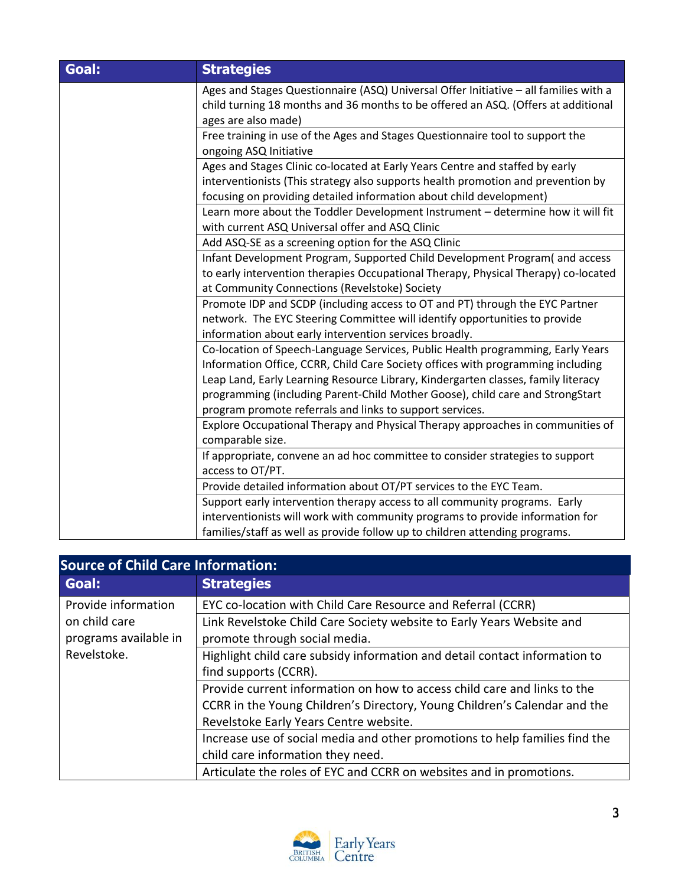| Goal: | Strategies |
| --- | --- |
| | Ages and Stages Questionnaire (ASQ) Universal Offer Initiative – all families with a child turning 18 months and 36 months to be offered an ASQ. (Offers at additional ages are also made) |
| | Free training in use of the Ages and Stages Questionnaire tool to support the ongoing ASQ Initiative |
| | Ages and Stages Clinic co-located at Early Years Centre and staffed by early interventionists (This strategy also supports health promotion and prevention by focusing on providing detailed information about child development) |
| | Learn more about the Toddler Development Instrument – determine how it will fit with current ASQ Universal offer and ASQ Clinic |
| | Add ASQ-SE as a screening option for the ASQ Clinic |
| | Infant Development Program, Supported Child Development Program( and access to early intervention therapies Occupational Therapy, Physical Therapy) co-located at Community Connections (Revelstoke) Society |
| | Promote IDP and SCDP (including access to OT and PT) through the EYC Partner network. The EYC Steering Committee will identify opportunities to provide information about early intervention services broadly. |
| | Co-location of Speech-Language Services, Public Health programming, Early Years Information Office, CCRR, Child Care Society offices with programming including Leap Land, Early Learning Resource Library, Kindergarten classes, family literacy programming (including Parent-Child Mother Goose), child care and StrongStart program promote referrals and links to support services. |
| | Explore Occupational Therapy and Physical Therapy approaches in communities of comparable size. |
| | If appropriate, convene an ad hoc committee to consider strategies to support access to OT/PT. |
| | Provide detailed information about OT/PT services to the EYC Team. |
| | Support early intervention therapy access to all community programs. Early interventionists will work with community programs to provide information for families/staff as well as provide follow up to children attending programs. |

## Source of Child Care Information:

| Goal: | Strategies |
| --- | --- |
| Provide information on child care programs available in Revelstoke. | EYC co-location with Child Care Resource and Referral (CCRR) |
| | Link Revelstoke Child Care Society website to Early Years Website and promote through social media. |
| | Highlight child care subsidy information and detail contact information to find supports (CCRR). |
| | Provide current information on how to access child care and links to the CCRR in the Young Children's Directory, Young Children's Calendar and the Revelstoke Early Years Centre website. |
| | Increase use of social media and other promotions to help families find the child care information they need. |
| | Articulate the roles of EYC and CCRR on websites and in promotions. |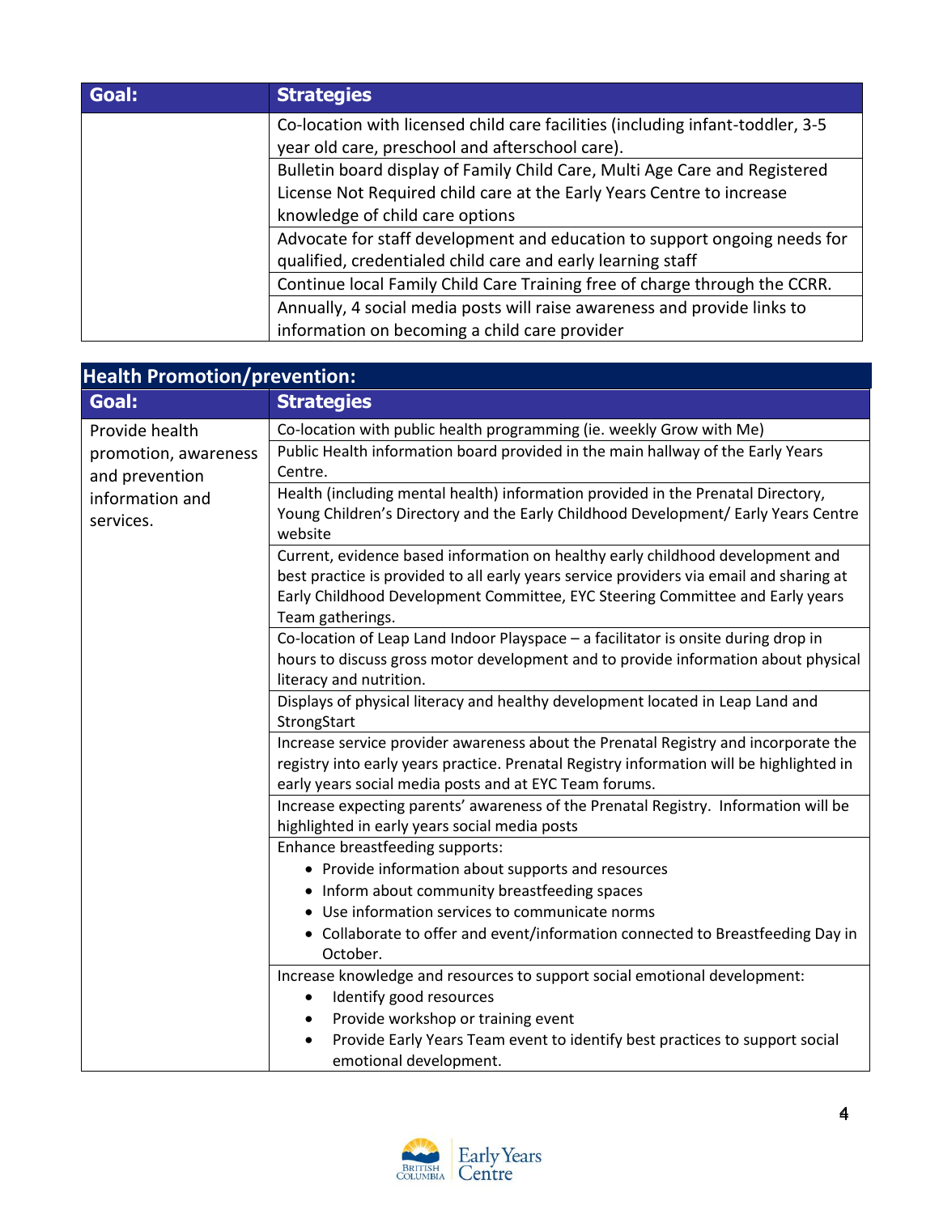| Goal: | Strategies |
|---|---|
| | Co-location with licensed child care facilities (including infant-toddler, 3-5 year old care, preschool and afterschool care). |
| | Bulletin board display of Family Child Care, Multi Age Care and Registered License Not Required child care at the Early Years Centre to increase knowledge of child care options |
| | Advocate for staff development and education to support ongoing needs for qualified, credentialed child care and early learning staff |
| | Continue local Family Child Care Training free of charge through the CCRR. |
| | Annually, 4 social media posts will raise awareness and provide links to information on becoming a child care provider |

## Health Promotion/prevention:

| Goal: | Strategies |
|---|---|
| Provide health promotion, awareness and prevention information and services. | Co-location with public health programming (ie. weekly Grow with Me) |
| | Public Health information board provided in the main hallway of the Early Years Centre. |
| | Health (including mental health) information provided in the Prenatal Directory, Young Children's Directory and the Early Childhood Development/ Early Years Centre website |
| | Current, evidence based information on healthy early childhood development and best practice is provided to all early years service providers via email and sharing at Early Childhood Development Committee, EYC Steering Committee and Early years Team gatherings. |
| | Co-location of Leap Land Indoor Playspace – a facilitator is onsite during drop in hours to discuss gross motor development and to provide information about physical literacy and nutrition. |
| | Displays of physical literacy and healthy development located in Leap Land and StrongStart |
| | Increase service provider awareness about the Prenatal Registry and incorporate the registry into early years practice. Prenatal Registry information will be highlighted in early years social media posts and at EYC Team forums. |
| | Increase expecting parents' awareness of the Prenatal Registry. Information will be highlighted in early years social media posts |
| | Enhance breastfeeding supports:<br>• Provide information about supports and resources<br>• Inform about community breastfeeding spaces<br>• Use information services to communicate norms<br>• Collaborate to offer and event/information connected to Breastfeeding Day in October. |
| | Increase knowledge and resources to support social emotional development:<br>• Identify good resources<br>• Provide workshop or training event<br>• Provide Early Years Team event to identify best practices to support social emotional development. |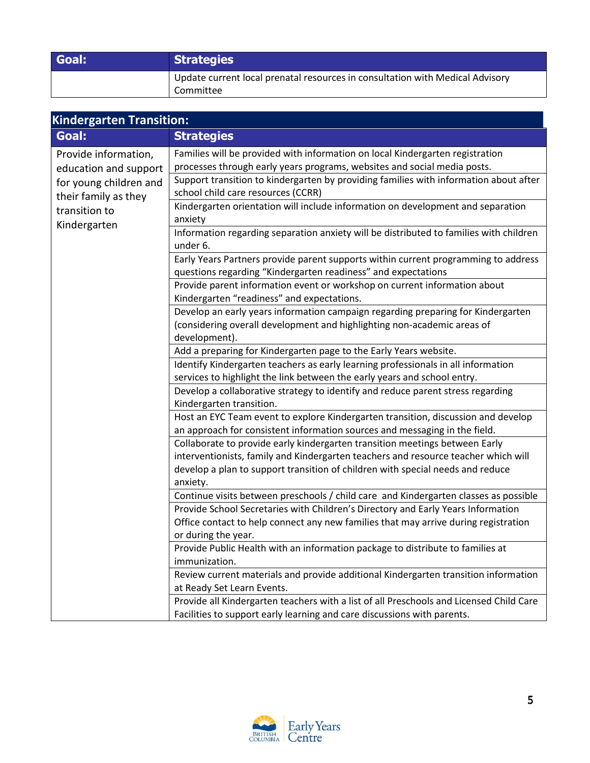| Goal: | Strategies |
|---|---|
| | Update current local prenatal resources in consultation with Medical Advisory Committee |

## Kindergarten Transition:

| Goal: | Strategies |
|---|---|
| Provide information, education and support for young children and their family as they transition to Kindergarten | Families will be provided with information on local Kindergarten registration processes through early years programs, websites and social media posts. |
| | Support transition to kindergarten by providing families with information about after school child care resources (CCRR) |
| | Kindergarten orientation will include information on development and separation anxiety |
| | Information regarding separation anxiety will be distributed to families with children under 6. |
| | Early Years Partners provide parent supports within current programming to address questions regarding "Kindergarten readiness" and expectations |
| | Provide parent information event or workshop on current information about Kindergarten "readiness" and expectations. |
| | Develop an early years information campaign regarding preparing for Kindergarten (considering overall development and highlighting non-academic areas of development). |
| | Add a preparing for Kindergarten page to the Early Years website. |
| | Identify Kindergarten teachers as early learning professionals in all information services to highlight the link between the early years and school entry. |
| | Develop a collaborative strategy to identify and reduce parent stress regarding Kindergarten transition. |
| | Host an EYC Team event to explore Kindergarten transition, discussion and develop an approach for consistent information sources and messaging in the field. |
| | Collaborate to provide early kindergarten transition meetings between Early interventionists, family and Kindergarten teachers and resource teacher which will develop a plan to support transition of children with special needs and reduce anxiety. |
| | Continue visits between preschools / child care and Kindergarten classes as possible |
| | Provide School Secretaries with Children's Directory and Early Years Information Office contact to help connect any new families that may arrive during registration or during the year. |
| | Provide Public Health with an information package to distribute to families at immunization. |
| | Review current materials and provide additional Kindergarten transition information at Ready Set Learn Events. |
| | Provide all Kindergarten teachers with a list of all Preschools and Licensed Child Care Facilities to support early learning and care discussions with parents. |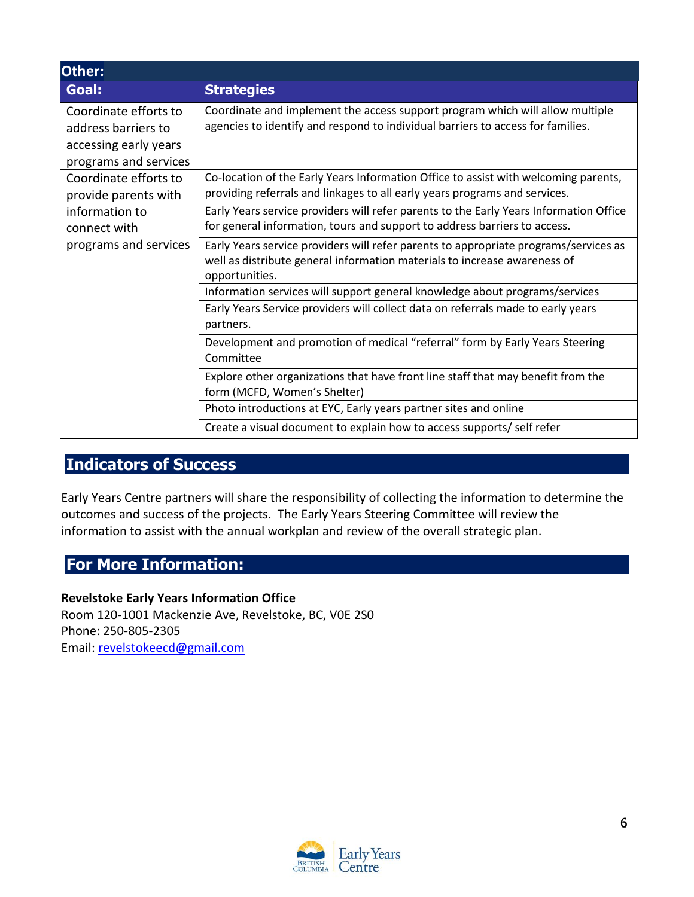| Other: | |
|---|---|
| **Goal:** | **Strategies** |
| Coordinate efforts to address barriers to accessing early years programs and services | Coordinate and implement the access support program which will allow multiple agencies to identify and respond to individual barriers to access for families. |
| Coordinate efforts to provide parents with information to connect with programs and services | Co-location of the Early Years Information Office to assist with welcoming parents, providing referrals and linkages to all early years programs and services. |
| | Early Years service providers will refer parents to the Early Years Information Office for general information, tours and support to address barriers to access. |
| | Early Years service providers will refer parents to appropriate programs/services as well as distribute general information materials to increase awareness of opportunities. |
| | Information services will support general knowledge about programs/services |
| | Early Years Service providers will collect data on referrals made to early years partners. |
| | Development and promotion of medical "referral" form by Early Years Steering Committee |
| | Explore other organizations that have front line staff that may benefit from the form (MCFD, Women's Shelter) |
| | Photo introductions at EYC, Early years partner sites and online |
| | Create a visual document to explain how to access supports/ self refer |

## Indicators of Success

Early Years Centre partners will share the responsibility of collecting the information to determine the outcomes and success of the projects. The Early Years Steering Committee will review the information to assist with the annual workplan and review of the overall strategic plan.

## For More Information:

**Revelstoke Early Years Information Office**
Room 120-1001 Mackenzie Ave, Revelstoke, BC, V0E 2S0
Phone: 250-805-2305
Email: revelstokeecd@gmail.com